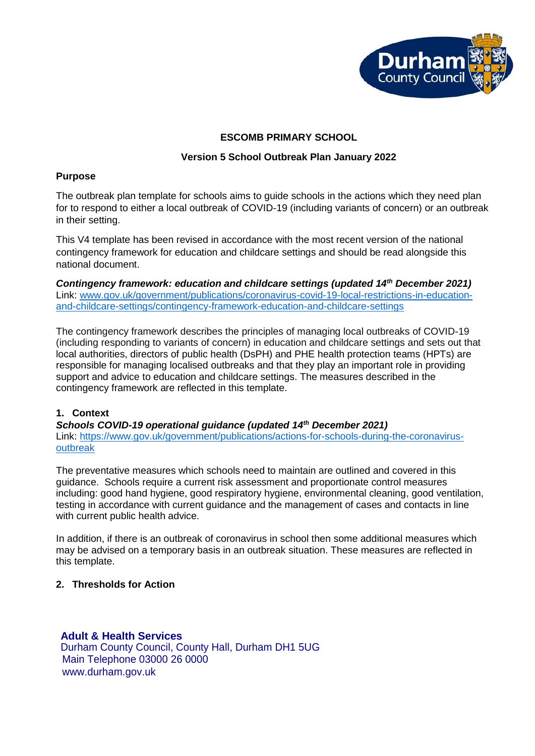**ESCOMB PRIMARY SCHOOL**

**Version 5 School Outbreak Plan January 2022**

### Purpose

The outbreak plan template for schools aims to guide schools in the actions which they need plan for to respond to either a local outbreak of COVID-19 (including variants of concern) or an outbreak in their setting.

This V4 template has been revised in accordance with the most recent version of the national contingency framework for education and childcare settings and should be read alongside this national document.

***Contingency framework: education and childcare settings (updated 14th December 2021)***
Link: [www.gov.uk/government/publications/coronavirus-covid-19-local-restrictions-in-education-and-childcare-settings/contingency-framework-education-and-childcare-settings](https://www.gov.uk/government/publications/coronavirus-covid-19-local-restrictions-in-education-and-childcare-settings/contingency-framework-education-and-childcare-settings)

The contingency framework describes the principles of managing local outbreaks of COVID-19 (including responding to variants of concern) in education and childcare settings and sets out that local authorities, directors of public health (DsPH) and PHE health protection teams (HPTs) are responsible for managing localised outbreaks and that they play an important role in providing support and advice to education and childcare settings. The measures described in the contingency framework are reflected in this template.

### 1. Context

***Schools COVID-19 operational guidance (updated 14th December 2021)***
Link: [https://www.gov.uk/government/publications/actions-for-schools-during-the-coronavirus-outbreak](https://www.gov.uk/government/publications/actions-for-schools-during-the-coronavirus-outbreak)

The preventative measures which schools need to maintain are outlined and covered in this guidance. Schools require a current risk assessment and proportionate control measures including: good hand hygiene, good respiratory hygiene, environmental cleaning, good ventilation, testing in accordance with current guidance and the management of cases and contacts in line with current public health advice.

In addition, if there is an outbreak of coronavirus in school then some additional measures which may be advised on a temporary basis in an outbreak situation. These measures are reflected in this template.

### 2. Thresholds for Action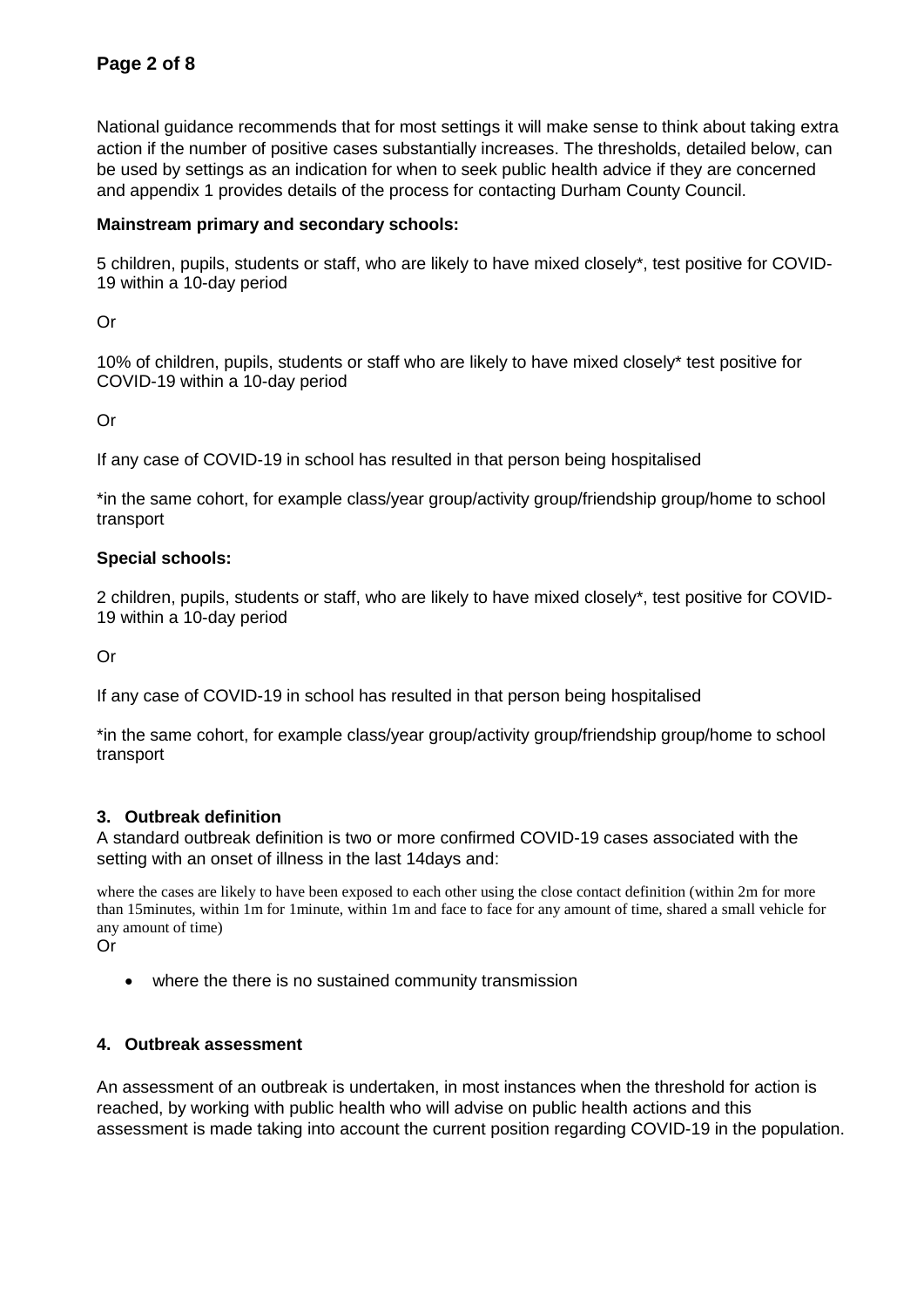National guidance recommends that for most settings it will make sense to think about taking extra action if the number of positive cases substantially increases. The thresholds, detailed below, can be used by settings as an indication for when to seek public health advice if they are concerned and appendix 1 provides details of the process for contacting Durham County Council.

**Mainstream primary and secondary schools:**

5 children, pupils, students or staff, who are likely to have mixed closely*, test positive for COVID-19 within a 10-day period

Or

10% of children, pupils, students or staff who are likely to have mixed closely* test positive for COVID-19 within a 10-day period

Or

If any case of COVID-19 in school has resulted in that person being hospitalised

*in the same cohort, for example class/year group/activity group/friendship group/home to school transport

**Special schools:**

2 children, pupils, students or staff, who are likely to have mixed closely*, test positive for COVID-19 within a 10-day period

Or

If any case of COVID-19 in school has resulted in that person being hospitalised

*in the same cohort, for example class/year group/activity group/friendship group/home to school transport

### 3. Outbreak definition

A standard outbreak definition is two or more confirmed COVID-19 cases associated with the setting with an onset of illness in the last 14days and:

where the cases are likely to have been exposed to each other using the close contact definition (within 2m for more than 15minutes, within 1m for 1minute, within 1m and face to face for any amount of time, shared a small vehicle for any amount of time)

Or

- where the there is no sustained community transmission

### 4. Outbreak assessment

An assessment of an outbreak is undertaken, in most instances when the threshold for action is reached, by working with public health who will advise on public health actions and this assessment is made taking into account the current position regarding COVID-19 in the population.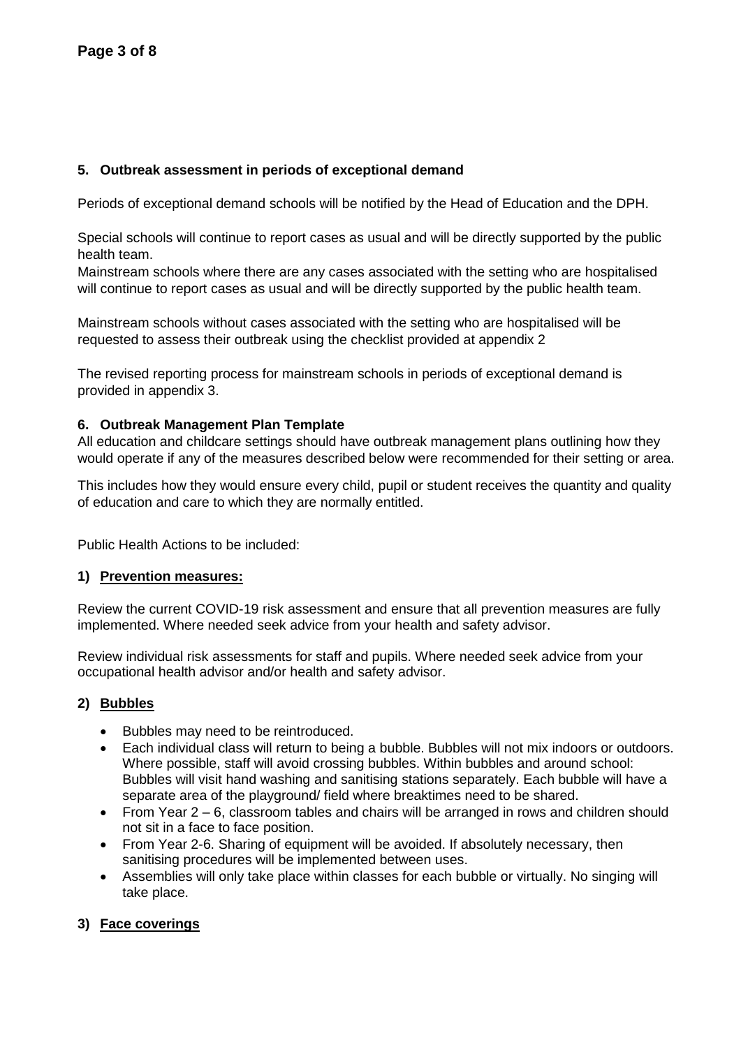## 5. Outbreak assessment in periods of exceptional demand

Periods of exceptional demand schools will be notified by the Head of Education and the DPH.

Special schools will continue to report cases as usual and will be directly supported by the public health team.
Mainstream schools where there are any cases associated with the setting who are hospitalised will continue to report cases as usual and will be directly supported by the public health team.

Mainstream schools without cases associated with the setting who are hospitalised will be requested to assess their outbreak using the checklist provided at appendix 2

The revised reporting process for mainstream schools in periods of exceptional demand is provided in appendix 3.

## 6. Outbreak Management Plan Template

All education and childcare settings should have outbreak management plans outlining how they would operate if any of the measures described below were recommended for their setting or area.

This includes how they would ensure every child, pupil or student receives the quantity and quality of education and care to which they are normally entitled.

Public Health Actions to be included:

### 1) <u>Prevention measures:</u>

Review the current COVID-19 risk assessment and ensure that all prevention measures are fully implemented. Where needed seek advice from your health and safety advisor.

Review individual risk assessments for staff and pupils. Where needed seek advice from your occupational health advisor and/or health and safety advisor.

### 2) <u>Bubbles</u>

- Bubbles may need to be reintroduced.
- Each individual class will return to being a bubble. Bubbles will not mix indoors or outdoors. Where possible, staff will avoid crossing bubbles. Within bubbles and around school: Bubbles will visit hand washing and sanitising stations separately. Each bubble will have a separate area of the playground/ field where breaktimes need to be shared.
- From Year 2 – 6, classroom tables and chairs will be arranged in rows and children should not sit in a face to face position.
- From Year 2-6. Sharing of equipment will be avoided. If absolutely necessary, then sanitising procedures will be implemented between uses.
- Assemblies will only take place within classes for each bubble or virtually. No singing will take place.

### 3) <u>Face coverings</u>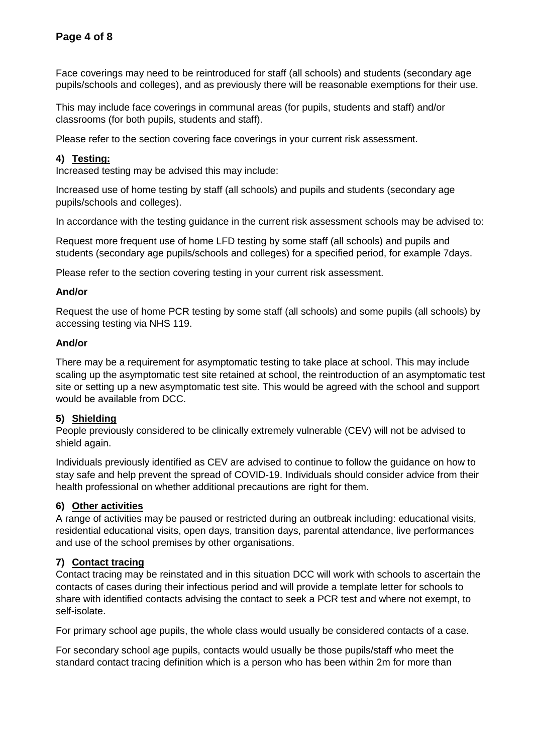Face coverings may need to be reintroduced for staff (all schools) and students (secondary age pupils/schools and colleges), and as previously there will be reasonable exemptions for their use.

This may include face coverings in communal areas (for pupils, students and staff) and/or classrooms (for both pupils, students and staff).

Please refer to the section covering face coverings in your current risk assessment.

### 4) Testing:

Increased testing may be advised this may include:

Increased use of home testing by staff (all schools) and pupils and students (secondary age pupils/schools and colleges).

In accordance with the testing guidance in the current risk assessment schools may be advised to:

Request more frequent use of home LFD testing by some staff (all schools) and pupils and students (secondary age pupils/schools and colleges) for a specified period, for example 7days.

Please refer to the section covering testing in your current risk assessment.

**And/or**

Request the use of home PCR testing by some staff (all schools) and some pupils (all schools) by accessing testing via NHS 119.

**And/or**

There may be a requirement for asymptomatic testing to take place at school. This may include scaling up the asymptomatic test site retained at school, the reintroduction of an asymptomatic test site or setting up a new asymptomatic test site. This would be agreed with the school and support would be available from DCC.

### 5) Shielding

People previously considered to be clinically extremely vulnerable (CEV) will not be advised to shield again.

Individuals previously identified as CEV are advised to continue to follow the guidance on how to stay safe and help prevent the spread of COVID-19. Individuals should consider advice from their health professional on whether additional precautions are right for them.

### 6) Other activities

A range of activities may be paused or restricted during an outbreak including: educational visits, residential educational visits, open days, transition days, parental attendance, live performances and use of the school premises by other organisations.

### 7) Contact tracing

Contact tracing may be reinstated and in this situation DCC will work with schools to ascertain the contacts of cases during their infectious period and will provide a template letter for schools to share with identified contacts advising the contact to seek a PCR test and where not exempt, to self-isolate.

For primary school age pupils, the whole class would usually be considered contacts of a case.

For secondary school age pupils, contacts would usually be those pupils/staff who meet the standard contact tracing definition which is a person who has been within 2m for more than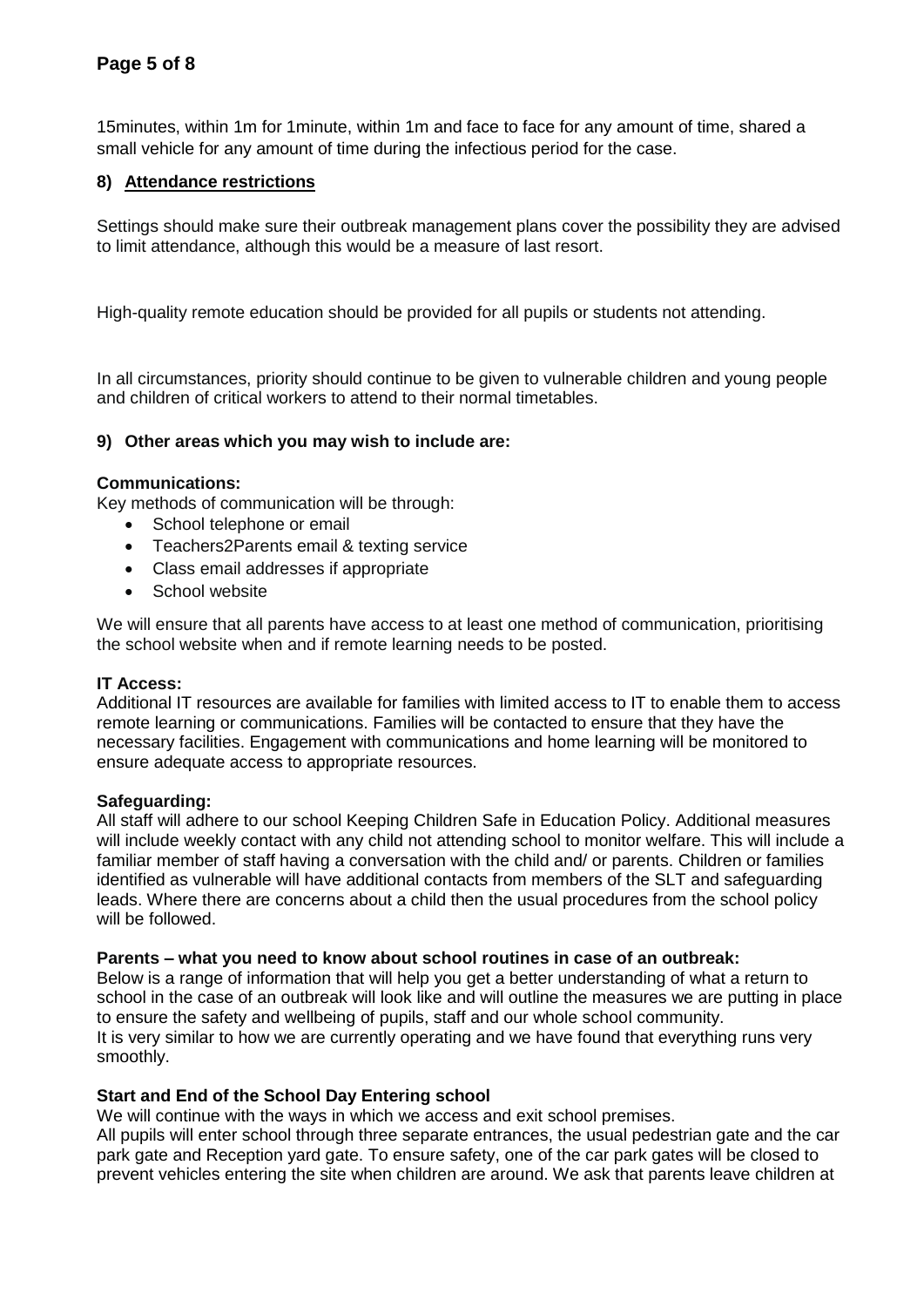15minutes, within 1m for 1minute, within 1m and face to face for any amount of time, shared a small vehicle for any amount of time during the infectious period for the case.

## 8) Attendance restrictions

Settings should make sure their outbreak management plans cover the possibility they are advised to limit attendance, although this would be a measure of last resort.

High-quality remote education should be provided for all pupils or students not attending.

In all circumstances, priority should continue to be given to vulnerable children and young people and children of critical workers to attend to their normal timetables.

## 9) Other areas which you may wish to include are:

**Communications:**

Key methods of communication will be through:

- School telephone or email
- Teachers2Parents email & texting service
- Class email addresses if appropriate
- School website

We will ensure that all parents have access to at least one method of communication, prioritising the school website when and if remote learning needs to be posted.

**IT Access:**

Additional IT resources are available for families with limited access to IT to enable them to access remote learning or communications. Families will be contacted to ensure that they have the necessary facilities. Engagement with communications and home learning will be monitored to ensure adequate access to appropriate resources.

**Safeguarding:**

All staff will adhere to our school Keeping Children Safe in Education Policy. Additional measures will include weekly contact with any child not attending school to monitor welfare. This will include a familiar member of staff having a conversation with the child and/ or parents. Children or families identified as vulnerable will have additional contacts from members of the SLT and safeguarding leads. Where there are concerns about a child then the usual procedures from the school policy will be followed.

**Parents – what you need to know about school routines in case of an outbreak:**

Below is a range of information that will help you get a better understanding of what a return to school in the case of an outbreak will look like and will outline the measures we are putting in place to ensure the safety and wellbeing of pupils, staff and our whole school community.
It is very similar to how we are currently operating and we have found that everything runs very smoothly.

**Start and End of the School Day Entering school**

We will continue with the ways in which we access and exit school premises.
All pupils will enter school through three separate entrances, the usual pedestrian gate and the car park gate and Reception yard gate. To ensure safety, one of the car park gates will be closed to prevent vehicles entering the site when children are around. We ask that parents leave children at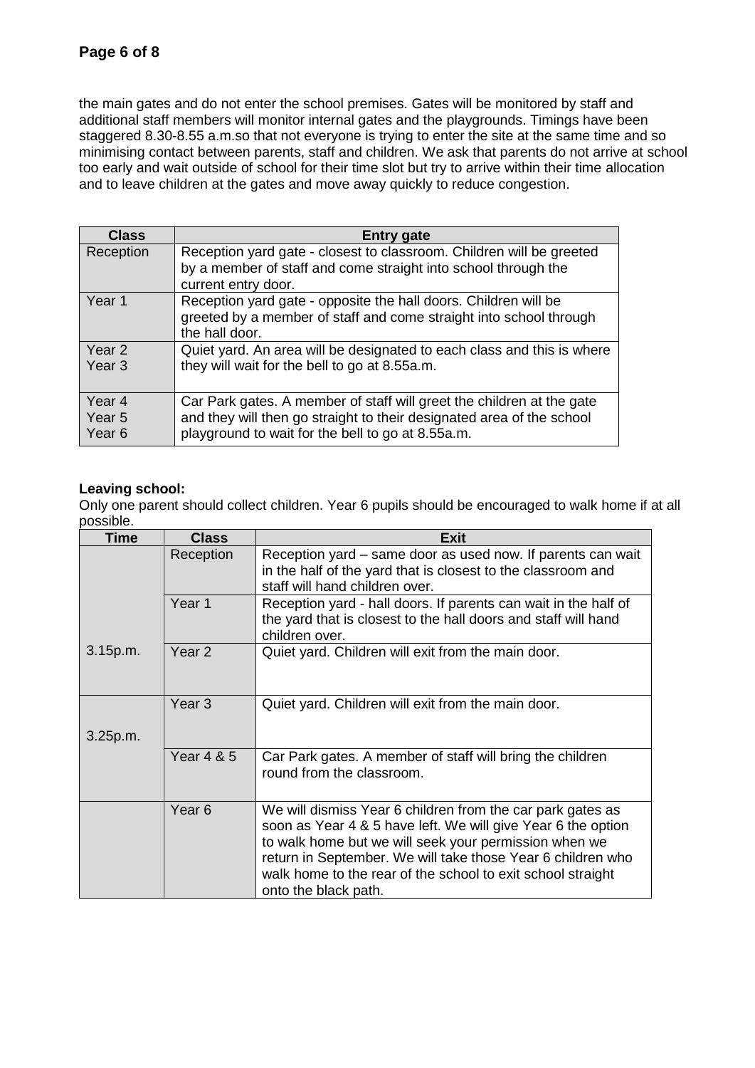the main gates and do not enter the school premises. Gates will be monitored by staff and additional staff members will monitor internal gates and the playgrounds. Timings have been staggered 8.30-8.55 a.m.so that not everyone is trying to enter the site at the same time and so minimising contact between parents, staff and children. We ask that parents do not arrive at school too early and wait outside of school for their time slot but try to arrive within their time allocation and to leave children at the gates and move away quickly to reduce congestion.

| Class | Entry gate |
|---|---|
| Reception | Reception yard gate - closest to classroom. Children will be greeted by a member of staff and come straight into school through the current entry door. |
| Year 1 | Reception yard gate - opposite the hall doors. Children will be greeted by a member of staff and come straight into school through the hall door. |
| Year 2<br>Year 3 | Quiet yard. An area will be designated to each class and this is where they will wait for the bell to go at 8.55a.m. |
| Year 4<br>Year 5<br>Year 6 | Car Park gates. A member of staff will greet the children at the gate and they will then go straight to their designated area of the school playground to wait for the bell to go at 8.55a.m. |

**Leaving school:**

Only one parent should collect children. Year 6 pupils should be encouraged to walk home if at all possible.

| Time | Class | Exit |
|---|---|---|
| 3.15p.m. | Reception | Reception yard – same door as used now. If parents can wait in the half of the yard that is closest to the classroom and staff will hand children over. |
| | Year 1 | Reception yard - hall doors. If parents can wait in the half of the yard that is closest to the hall doors and staff will hand children over. |
| | Year 2 | Quiet yard. Children will exit from the main door. |
| 3.25p.m. | Year 3 | Quiet yard. Children will exit from the main door. |
| | Year 4 & 5 | Car Park gates. A member of staff will bring the children round from the classroom. |
| | Year 6 | We will dismiss Year 6 children from the car park gates as soon as Year 4 & 5 have left. We will give Year 6 the option to walk home but we will seek your permission when we return in September. We will take those Year 6 children who walk home to the rear of the school to exit school straight onto the black path. |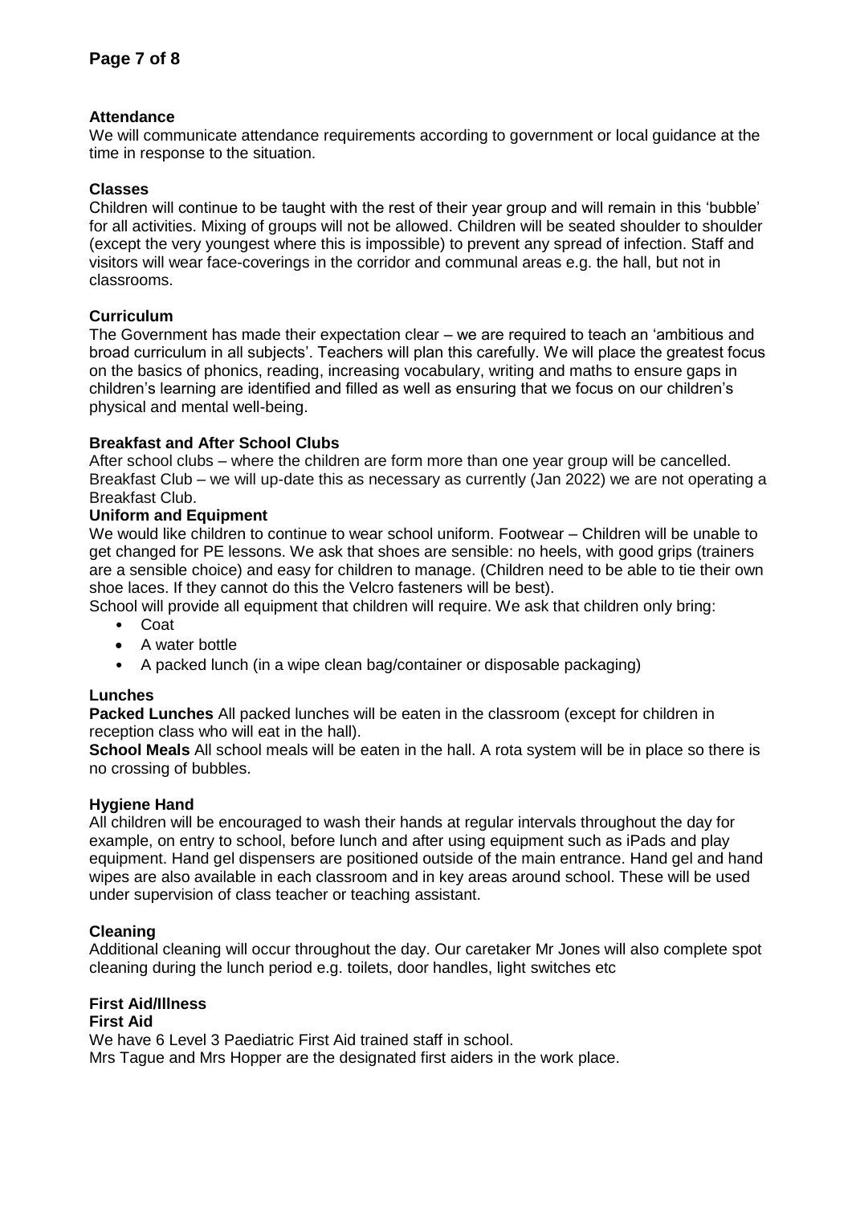### Attendance

We will communicate attendance requirements according to government or local guidance at the time in response to the situation.

### Classes

Children will continue to be taught with the rest of their year group and will remain in this 'bubble' for all activities. Mixing of groups will not be allowed. Children will be seated shoulder to shoulder (except the very youngest where this is impossible) to prevent any spread of infection. Staff and visitors will wear face-coverings in the corridor and communal areas e.g. the hall, but not in classrooms.

### Curriculum

The Government has made their expectation clear – we are required to teach an 'ambitious and broad curriculum in all subjects'. Teachers will plan this carefully. We will place the greatest focus on the basics of phonics, reading, increasing vocabulary, writing and maths to ensure gaps in children's learning are identified and filled as well as ensuring that we focus on our children's physical and mental well-being.

### Breakfast and After School Clubs

After school clubs – where the children are form more than one year group will be cancelled.
Breakfast Club – we will up-date this as necessary as currently (Jan 2022) we are not operating a Breakfast Club.

### Uniform and Equipment

We would like children to continue to wear school uniform. Footwear – Children will be unable to get changed for PE lessons. We ask that shoes are sensible: no heels, with good grips (trainers are a sensible choice) and easy for children to manage. (Children need to be able to tie their own shoe laces. If they cannot do this the Velcro fasteners will be best).

School will provide all equipment that children will require. We ask that children only bring:

- Coat
- A water bottle
- A packed lunch (in a wipe clean bag/container or disposable packaging)

### Lunches

**Packed Lunches** All packed lunches will be eaten in the classroom (except for children in reception class who will eat in the hall).

**School Meals** All school meals will be eaten in the hall. A rota system will be in place so there is no crossing of bubbles.

### Hygiene Hand

All children will be encouraged to wash their hands at regular intervals throughout the day for example, on entry to school, before lunch and after using equipment such as iPads and play equipment. Hand gel dispensers are positioned outside of the main entrance. Hand gel and hand wipes are also available in each classroom and in key areas around school. These will be used under supervision of class teacher or teaching assistant.

### Cleaning

Additional cleaning will occur throughout the day. Our caretaker Mr Jones will also complete spot cleaning during the lunch period e.g. toilets, door handles, light switches etc

### First Aid/Illness

#### First Aid

We have 6 Level 3 Paediatric First Aid trained staff in school.
Mrs Tague and Mrs Hopper are the designated first aiders in the work place.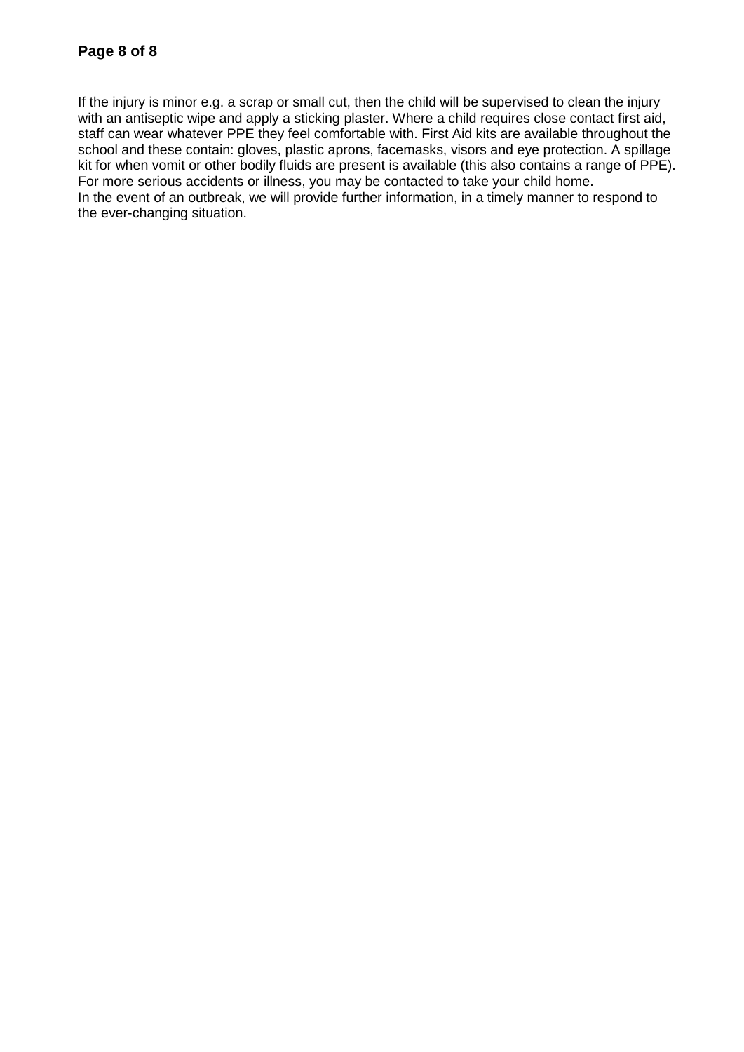If the injury is minor e.g. a scrap or small cut, then the child will be supervised to clean the injury with an antiseptic wipe and apply a sticking plaster. Where a child requires close contact first aid, staff can wear whatever PPE they feel comfortable with. First Aid kits are available throughout the school and these contain: gloves, plastic aprons, facemasks, visors and eye protection. A spillage kit for when vomit or other bodily fluids are present is available (this also contains a range of PPE). For more serious accidents or illness, you may be contacted to take your child home.
In the event of an outbreak, we will provide further information, in a timely manner to respond to the ever-changing situation.